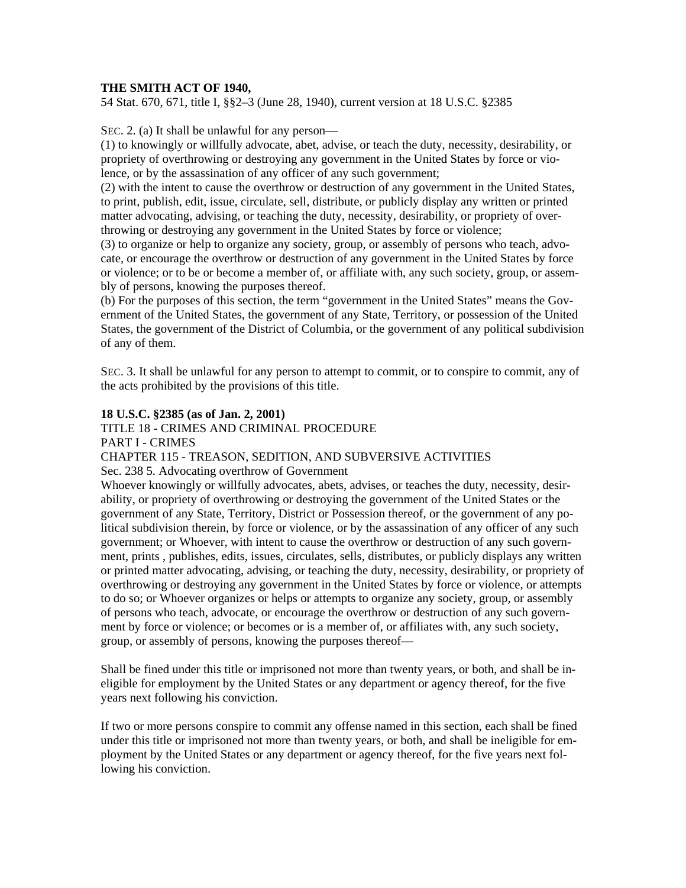**THE SMITH ACT OF 1940,**
54 Stat. 670, 671, title I, §§2–3 (June 28, 1940), current version at 18 U.S.C. §2385

SEC. 2. (a) It shall be unlawful for any person—
(1) to knowingly or willfully advocate, abet, advise, or teach the duty, necessity, desirability, or propriety of overthrowing or destroying any government in the United States by force or violence, or by the assassination of any officer of any such government;
(2) with the intent to cause the overthrow or destruction of any government in the United States, to print, publish, edit, issue, circulate, sell, distribute, or publicly display any written or printed matter advocating, advising, or teaching the duty, necessity, desirability, or propriety of overthrowing or destroying any government in the United States by force or violence;
(3) to organize or help to organize any society, group, or assembly of persons who teach, advocate, or encourage the overthrow or destruction of any government in the United States by force or violence; or to be or become a member of, or affiliate with, any such society, group, or assembly of persons, knowing the purposes thereof.
(b) For the purposes of this section, the term "government in the United States" means the Government of the United States, the government of any State, Territory, or possession of the United States, the government of the District of Columbia, or the government of any political subdivision of any of them.

SEC. 3. It shall be unlawful for any person to attempt to commit, or to conspire to commit, any of the acts prohibited by the provisions of this title.

**18 U.S.C. §2385 (as of Jan. 2, 2001)**
TITLE 18 - CRIMES AND CRIMINAL PROCEDURE
PART I - CRIMES
CHAPTER 115 - TREASON, SEDITION, AND SUBVERSIVE ACTIVITIES
Sec. 238 5. Advocating overthrow of Government
Whoever knowingly or willfully advocates, abets, advises, or teaches the duty, necessity, desirability, or propriety of overthrowing or destroying the government of the United States or the government of any State, Territory, District or Possession thereof, or the government of any political subdivision therein, by force or violence, or by the assassination of any officer of any such government; or Whoever, with intent to cause the overthrow or destruction of any such government, prints , publishes, edits, issues, circulates, sells, distributes, or publicly displays any written or printed matter advocating, advising, or teaching the duty, necessity, desirability, or propriety of overthrowing or destroying any government in the United States by force or violence, or attempts to do so; or Whoever organizes or helps or attempts to organize any society, group, or assembly of persons who teach, advocate, or encourage the overthrow or destruction of any such government by force or violence; or becomes or is a member of, or affiliates with, any such society, group, or assembly of persons, knowing the purposes thereof—

Shall be fined under this title or imprisoned not more than twenty years, or both, and shall be ineligible for employment by the United States or any department or agency thereof, for the five years next following his conviction.

If two or more persons conspire to commit any offense named in this section, each shall be fined under this title or imprisoned not more than twenty years, or both, and shall be ineligible for employment by the United States or any department or agency thereof, for the five years next following his conviction.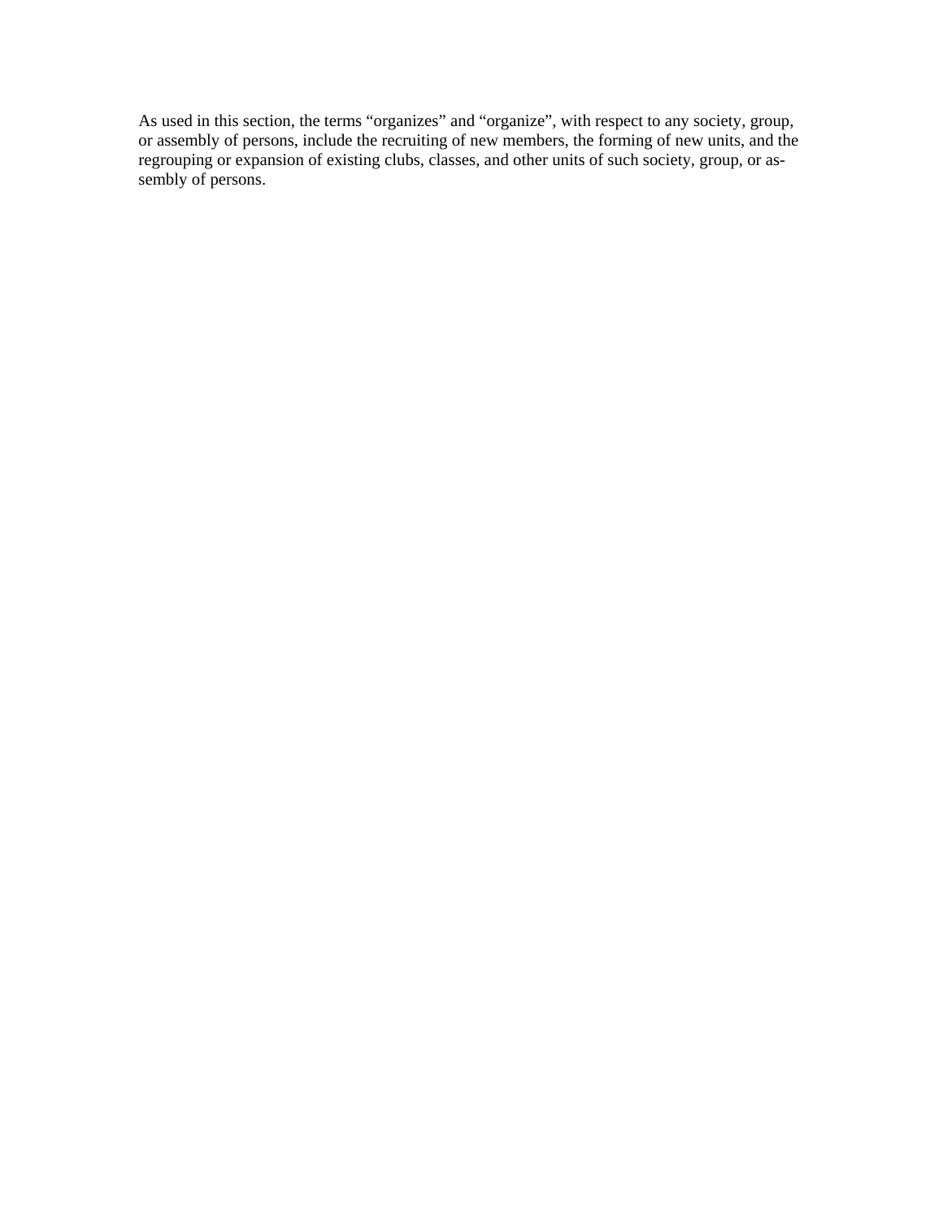As used in this section, the terms “organizes” and “organize”, with respect to any society, group, or assembly of persons, include the recruiting of new members, the forming of new units, and the regrouping or expansion of existing clubs, classes, and other units of such society, group, or assembly of persons.